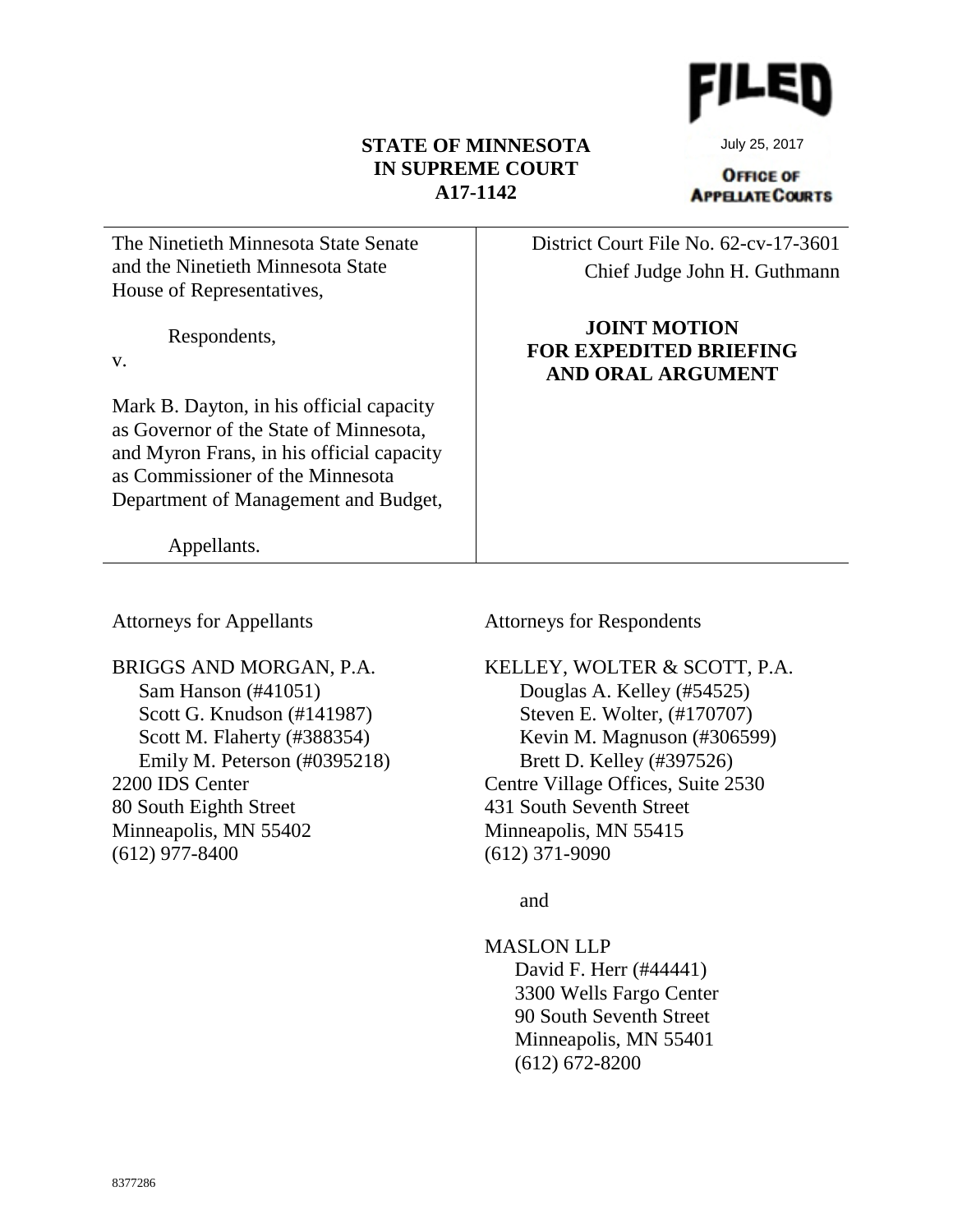FILED

July 25, 2017

OFFICE OF APPELLATE COURTS

**STATE OF MINNESOTA**
**IN SUPREME COURT**
**A17-1142**

The Ninetieth Minnesota State Senate and the Ninetieth Minnesota State House of Representatives,

Respondents,

v.

Mark B. Dayton, in his official capacity as Governor of the State of Minnesota, and Myron Frans, in his official capacity as Commissioner of the Minnesota Department of Management and Budget,

Appellants.

District Court File No. 62-cv-17-3601
Chief Judge John H. Guthmann

**JOINT MOTION FOR EXPEDITED BRIEFING AND ORAL ARGUMENT**

Attorneys for Appellants

BRIGGS AND MORGAN, P.A.
Sam Hanson (#41051)
Scott G. Knudson (#141987)
Scott M. Flaherty (#388354)
Emily M. Peterson (#0395218)
2200 IDS Center
80 South Eighth Street
Minneapolis, MN 55402
(612) 977-8400

Attorneys for Respondents

KELLEY, WOLTER & SCOTT, P.A.
Douglas A. Kelley (#54525)
Steven E. Wolter, (#170707)
Kevin M. Magnuson (#306599)
Brett D. Kelley (#397526)
Centre Village Offices, Suite 2530
431 South Seventh Street
Minneapolis, MN 55415
(612) 371-9090

and

MASLON LLP
David F. Herr (#44441)
3300 Wells Fargo Center
90 South Seventh Street
Minneapolis, MN 55401
(612) 672-8200

8377286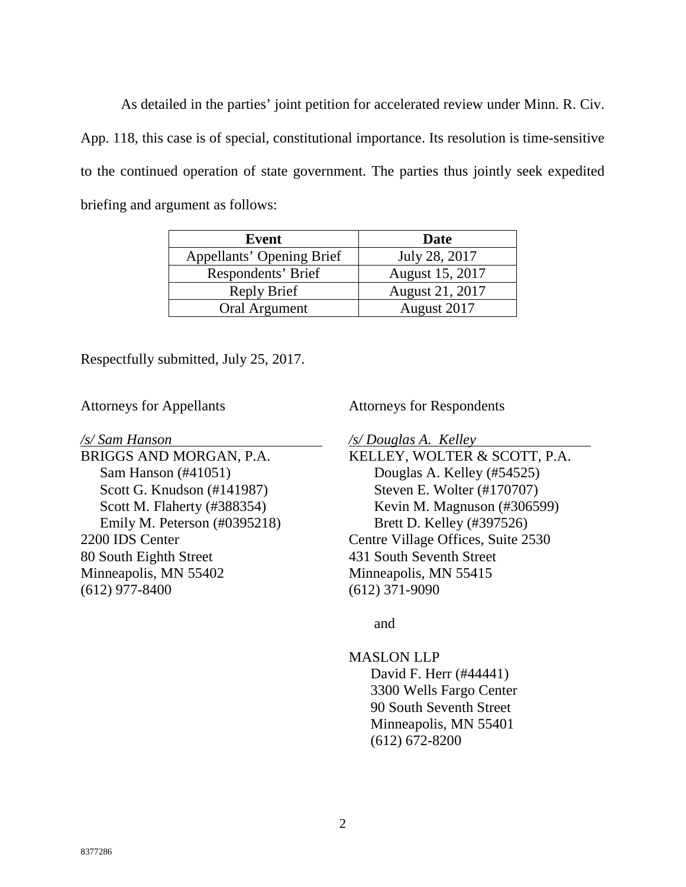As detailed in the parties' joint petition for accelerated review under Minn. R. Civ. App. 118, this case is of special, constitutional importance. Its resolution is time-sensitive to the continued operation of state government. The parties thus jointly seek expedited briefing and argument as follows:

| Event | Date |
|---|---|
| Appellants' Opening Brief | July 28, 2017 |
| Respondents' Brief | August 15, 2017 |
| Reply Brief | August 21, 2017 |
| Oral Argument | August 2017 |

Respectfully submitted, July 25, 2017.

Attorneys for Appellants

*/s/ Sam Hanson*
BRIGGS AND MORGAN, P.A.
Sam Hanson (#41051)
Scott G. Knudson (#141987)
Scott M. Flaherty (#388354)
Emily M. Peterson (#0395218)
2200 IDS Center
80 South Eighth Street
Minneapolis, MN 55402
(612) 977-8400

Attorneys for Respondents

*/s/ Douglas A. Kelley*
KELLEY, WOLTER & SCOTT, P.A.
Douglas A. Kelley (#54525)
Steven E. Wolter (#170707)
Kevin M. Magnuson (#306599)
Brett D. Kelley (#397526)
Centre Village Offices, Suite 2530
431 South Seventh Street
Minneapolis, MN 55415
(612) 371-9090

and

MASLON LLP
David F. Herr (#44441)
3300 Wells Fargo Center
90 South Seventh Street
Minneapolis, MN 55401
(612) 672-8200

8377286